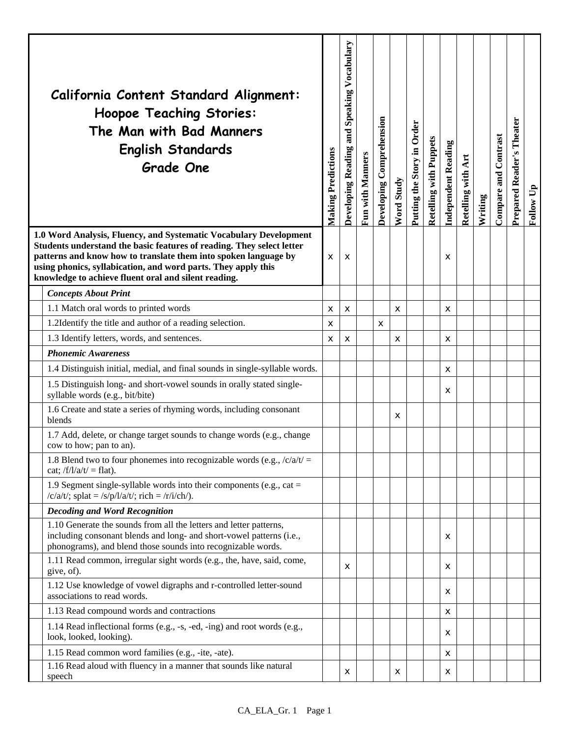| California Content Standard Alignment: Hoopoe Teaching Stories: The Man with Bad Manners English Standards Grade One | Making Predictions | Developing Reading and Speaking Vocabulary | Fun with Manners | Developing Comprehension | Word Study | Putting the Story in Order | Retelling with Puppets | Independent Reading | Retelling with Art | Writing | Compare and Contrast | Prepared Reader's Theater | Follow Up |
|---|---|---|---|---|---|---|---|---|---|---|---|---|---|
| **1.0 Word Analysis, Fluency, and Systematic Vocabulary Development Students understand the basic features of reading. They select letter patterns and know how to translate them into spoken language by using phonics, syllabication, and word parts. They apply this knowledge to achieve fluent oral and silent reading.** | x | x | | | | | | x | | | | | |
| ***Concepts About Print*** | | | | | | | | | | | | | |
| 1.1 Match oral words to printed words | x | x | | | x | | | x | | | | | |
| 1.2Identify the title and author of a reading selection. | x | | | x | | | | | | | | | |
| 1.3 Identify letters, words, and sentences. | x | x | | | x | | | x | | | | | |
| ***Phonemic Awareness*** | | | | | | | | | | | | | |
| 1.4 Distinguish initial, medial, and final sounds in single-syllable words. | | | | | | | | x | | | | | |
| 1.5 Distinguish long- and short-vowel sounds in orally stated single-syllable words (e.g., bit/bite) | | | | | | | | x | | | | | |
| 1.6 Create and state a series of rhyming words, including consonant blends | | | | | x | | | | | | | | |
| 1.7 Add, delete, or change target sounds to change words (e.g., change cow to how; pan to an). | | | | | | | | | | | | | |
| 1.8 Blend two to four phonemes into recognizable words (e.g., /c/a/t/ = cat; /f/l/a/t/ = flat). | | | | | | | | | | | | | |
| 1.9 Segment single-syllable words into their components (e.g., cat = /c/a/t/; splat = /s/p/l/a/t/; rich = /r/i/ch/). | | | | | | | | | | | | | |
| ***Decoding and Word Recognition*** | | | | | | | | | | | | | |
| 1.10 Generate the sounds from all the letters and letter patterns, including consonant blends and long- and short-vowel patterns (i.e., phonograms), and blend those sounds into recognizable words. | | | | | | | | x | | | | | |
| 1.11 Read common, irregular sight words (e.g., the, have, said, come, give, of). | | x | | | | | | x | | | | | |
| 1.12 Use knowledge of vowel digraphs and r-controlled letter-sound associations to read words. | | | | | | | | x | | | | | |
| 1.13 Read compound words and contractions | | | | | | | | x | | | | | |
| 1.14 Read inflectional forms (e.g., -s, -ed, -ing) and root words (e.g., look, looked, looking). | | | | | | | | x | | | | | |
| 1.15 Read common word families (e.g., -ite, -ate). | | | | | | | | x | | | | | |
| 1.16 Read aloud with fluency in a manner that sounds like natural speech | | x | | | x | | | x | | | | | |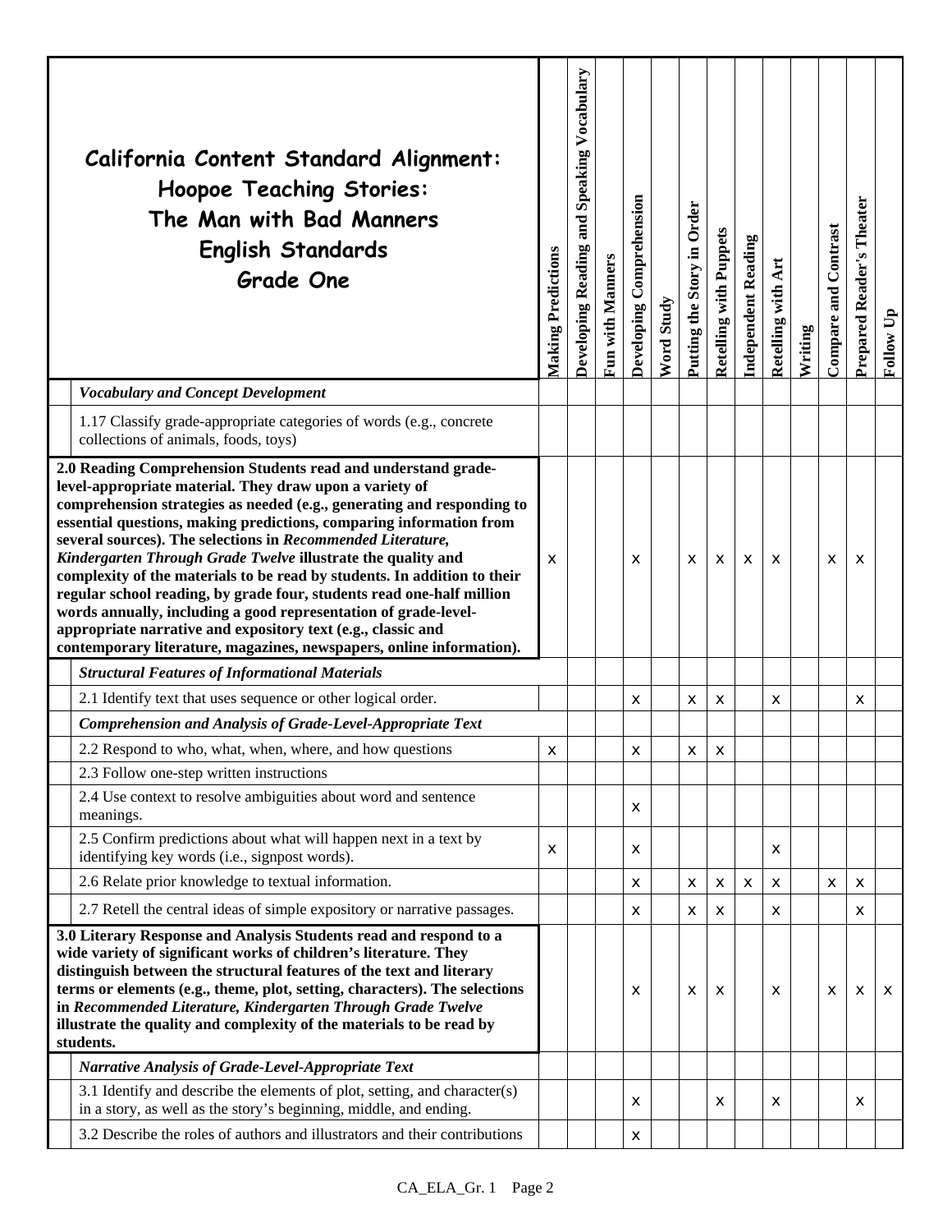| California Content Standard Alignment: Hoopoe Teaching Stories: The Man with Bad Manners English Standards Grade One | Making Predictions | Developing Reading and Speaking Vocabulary | Fun with Manners | Developing Comprehension | Word Study | Putting the Story in Order | Retelling with Puppets | Independent Reading | Retelling with Art | Writing | Compare and Contrast | Prepared Reader's Theater | Follow Up |
|---|---|---|---|---|---|---|---|---|---|---|---|---|---|
| ***Vocabulary and Concept Development*** | | | | | | | | | | | | | |
| 1.17 Classify grade-appropriate categories of words (e.g., concrete collections of animals, foods, toys) | | | | | | | | | | | | | |
| **2.0 Reading Comprehension Students read and understand grade-level-appropriate material. They draw upon a variety of comprehension strategies as needed (e.g., generating and responding to essential questions, making predictions, comparing information from several sources). The selections in *Recommended Literature, Kindergarten Through Grade Twelve* illustrate the quality and complexity of the materials to be read by students. In addition to their regular school reading, by grade four, students read one-half million words annually, including a good representation of grade-level-appropriate narrative and expository text (e.g., classic and contemporary literature, magazines, newspapers, online information).** | x | | | x | | x | x | x | x | | x | x | |
| ***Structural Features of Informational Materials*** | | | | | | | | | | | | | |
| 2.1 Identify text that uses sequence or other logical order. | | | | x | | x | x | | x | | | x | |
| ***Comprehension and Analysis of Grade-Level-Appropriate Text*** | | | | | | | | | | | | | |
| 2.2 Respond to who, what, when, where, and how questions | x | | | x | | x | x | | | | | | |
| 2.3 Follow one-step written instructions | | | | | | | | | | | | | |
| 2.4 Use context to resolve ambiguities about word and sentence meanings. | | | | x | | | | | | | | | |
| 2.5 Confirm predictions about what will happen next in a text by identifying key words (i.e., signpost words). | x | | | x | | | | | x | | | | |
| 2.6 Relate prior knowledge to textual information. | | | | x | | x | x | x | x | | x | x | |
| 2.7 Retell the central ideas of simple expository or narrative passages. | | | | x | | x | x | | x | | | x | |
| **3.0 Literary Response and Analysis Students read and respond to a wide variety of significant works of children's literature. They distinguish between the structural features of the text and literary terms or elements (e.g., theme, plot, setting, characters). The selections in *Recommended Literature, Kindergarten Through Grade Twelve* illustrate the quality and complexity of the materials to be read by students.** | | | | x | | x | x | | x | | x | x | x |
| ***Narrative Analysis of Grade-Level-Appropriate Text*** | | | | | | | | | | | | | |
| 3.1 Identify and describe the elements of plot, setting, and character(s) in a story, as well as the story's beginning, middle, and ending. | | | | x | | | x | | x | | | x | |
| 3.2 Describe the roles of authors and illustrators and their contributions | | | | x | | | | | | | | | |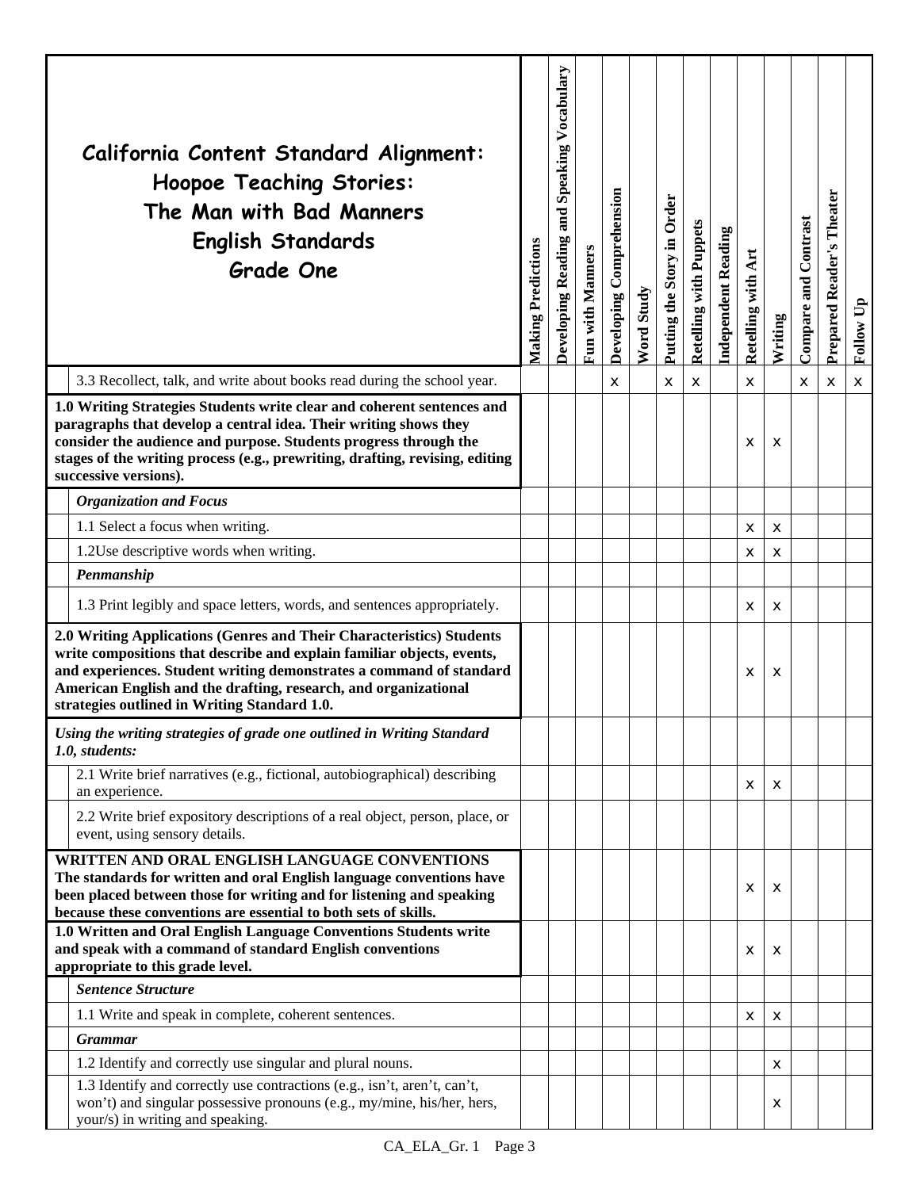| California Content Standard Alignment: Hoopoe Teaching Stories: The Man with Bad Manners English Standards Grade One | Making Predictions | Developing Reading and Speaking Vocabulary | Fun with Manners | Developing Comprehension | Word Study | Putting the Story in Order | Retelling with Puppets | Independent Reading | Retelling with Art | Writing | Compare and Contrast | Prepared Reader's Theater | Follow Up |
|---|---|---|---|---|---|---|---|---|---|---|---|---|---|
| 3.3 Recollect, talk, and write about books read during the school year. | | | | x | | x | x | | x | | x | x | x |
| **1.0 Writing Strategies Students write clear and coherent sentences and paragraphs that develop a central idea. Their writing shows they consider the audience and purpose. Students progress through the stages of the writing process (e.g., prewriting, drafting, revising, editing successive versions).** | | | | | | | | | x | x | | | |
| ***Organization and Focus*** | | | | | | | | | | | | | |
| 1.1 Select a focus when writing. | | | | | | | | | x | x | | | |
| 1.2Use descriptive words when writing. | | | | | | | | | x | x | | | |
| ***Penmanship*** | | | | | | | | | | | | | |
| 1.3 Print legibly and space letters, words, and sentences appropriately. | | | | | | | | | x | x | | | |
| **2.0 Writing Applications (Genres and Their Characteristics) Students write compositions that describe and explain familiar objects, events, and experiences. Student writing demonstrates a command of standard American English and the drafting, research, and organizational strategies outlined in Writing Standard 1.0.** | | | | | | | | | x | x | | | |
| ***Using the writing strategies of grade one outlined in Writing Standard 1.0, students:*** | | | | | | | | | | | | | |
| 2.1 Write brief narratives (e.g., fictional, autobiographical) describing an experience. | | | | | | | | | x | x | | | |
| 2.2 Write brief expository descriptions of a real object, person, place, or event, using sensory details. | | | | | | | | | | | | | |
| **WRITTEN AND ORAL ENGLISH LANGUAGE CONVENTIONS The standards for written and oral English language conventions have been placed between those for writing and for listening and speaking because these conventions are essential to both sets of skills.** | | | | | | | | | x | x | | | |
| **1.0 Written and Oral English Language Conventions Students write and speak with a command of standard English conventions appropriate to this grade level.** | | | | | | | | | x | x | | | |
| ***Sentence Structure*** | | | | | | | | | | | | | |
| 1.1 Write and speak in complete, coherent sentences. | | | | | | | | | x | x | | | |
| ***Grammar*** | | | | | | | | | | | | | |
| 1.2 Identify and correctly use singular and plural nouns. | | | | | | | | | | x | | | |
| 1.3 Identify and correctly use contractions (e.g., isn't, aren't, can't, won't) and singular possessive pronouns (e.g., my/mine, his/her, hers, your/s) in writing and speaking. | | | | | | | | | | x | | | |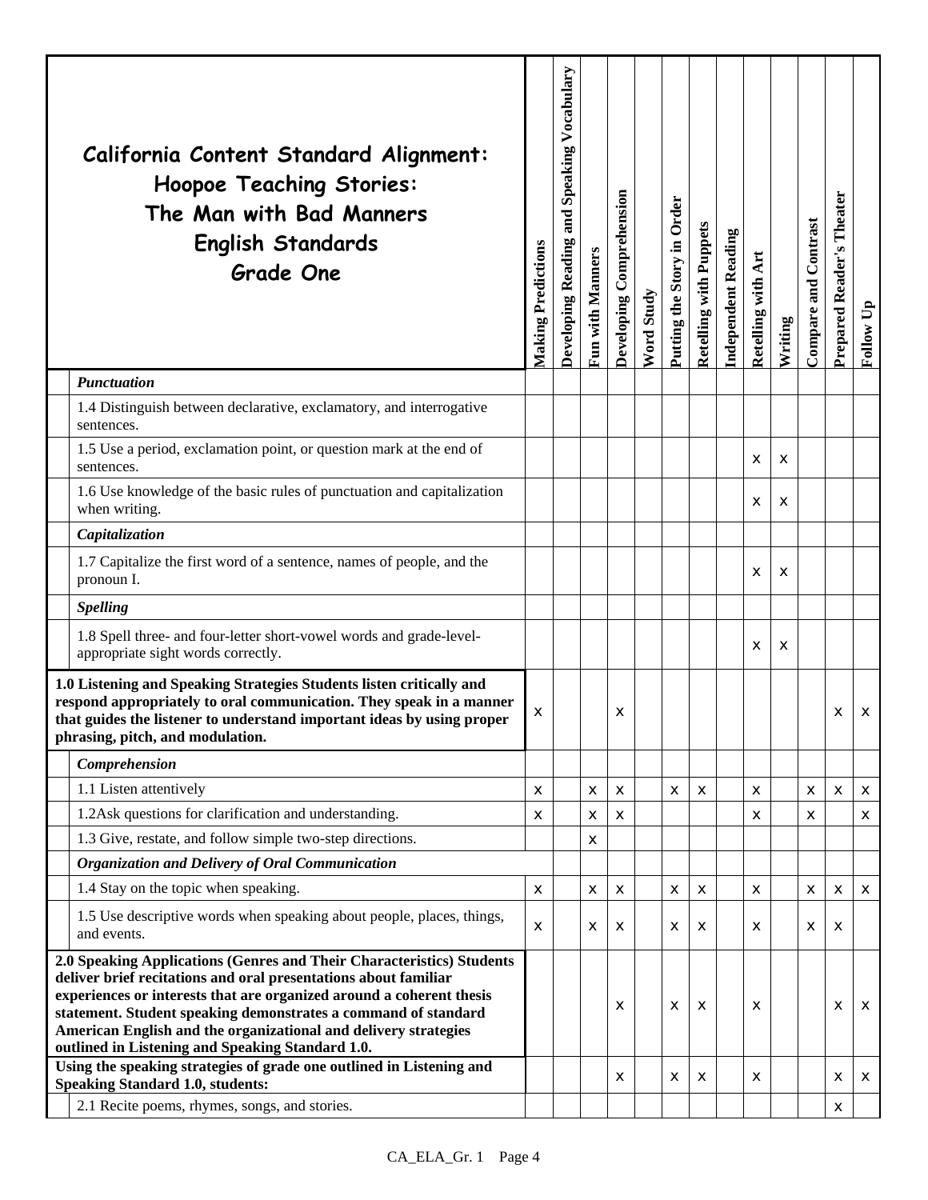| California Content Standard Alignment: Hoopoe Teaching Stories: The Man with Bad Manners English Standards Grade One | Making Predictions | Developing Reading and Speaking Vocabulary | Fun with Manners | Developing Comprehension | Word Study | Putting the Story in Order | Retelling with Puppets | Independent Reading | Retelling with Art | Writing | Compare and Contrast | Prepared Reader's Theater | Follow Up |
|---|---|---|---|---|---|---|---|---|---|---|---|---|---|
| ***Punctuation*** | | | | | | | | | | | | | |
| 1.4 Distinguish between declarative, exclamatory, and interrogative sentences. | | | | | | | | | | | | | |
| 1.5 Use a period, exclamation point, or question mark at the end of sentences. | | | | | | | | | x | x | | | |
| 1.6 Use knowledge of the basic rules of punctuation and capitalization when writing. | | | | | | | | | x | x | | | |
| ***Capitalization*** | | | | | | | | | | | | | |
| 1.7 Capitalize the first word of a sentence, names of people, and the pronoun I. | | | | | | | | | x | x | | | |
| ***Spelling*** | | | | | | | | | | | | | |
| 1.8 Spell three- and four-letter short-vowel words and grade-level-appropriate sight words correctly. | | | | | | | | | x | x | | | |
| **1.0 Listening and Speaking Strategies Students listen critically and respond appropriately to oral communication. They speak in a manner that guides the listener to understand important ideas by using proper phrasing, pitch, and modulation.** | x | | | x | | | | | | | | x | x |
| ***Comprehension*** | | | | | | | | | | | | | |
| 1.1 Listen attentively | x | | x | x | | x | x | | x | | x | x | x |
| 1.2Ask questions for clarification and understanding. | x | | x | x | | | | | x | | x | | x |
| 1.3 Give, restate, and follow simple two-step directions. | | | x | | | | | | | | | | |
| ***Organization and Delivery of Oral Communication*** | | | | | | | | | | | | | |
| 1.4 Stay on the topic when speaking. | x | | x | x | | x | x | | x | | x | x | x |
| 1.5 Use descriptive words when speaking about people, places, things, and events. | x | | x | x | | x | x | | x | | x | x | |
| **2.0 Speaking Applications (Genres and Their Characteristics) Students deliver brief recitations and oral presentations about familiar experiences or interests that are organized around a coherent thesis statement. Student speaking demonstrates a command of standard American English and the organizational and delivery strategies outlined in Listening and Speaking Standard 1.0.** | | | | x | | x | x | | x | | | x | x |
| **Using the speaking strategies of grade one outlined in Listening and Speaking Standard 1.0, students:** | | | | x | | x | x | | x | | | x | x |
| 2.1 Recite poems, rhymes, songs, and stories. | | | | | | | | | | | | x | |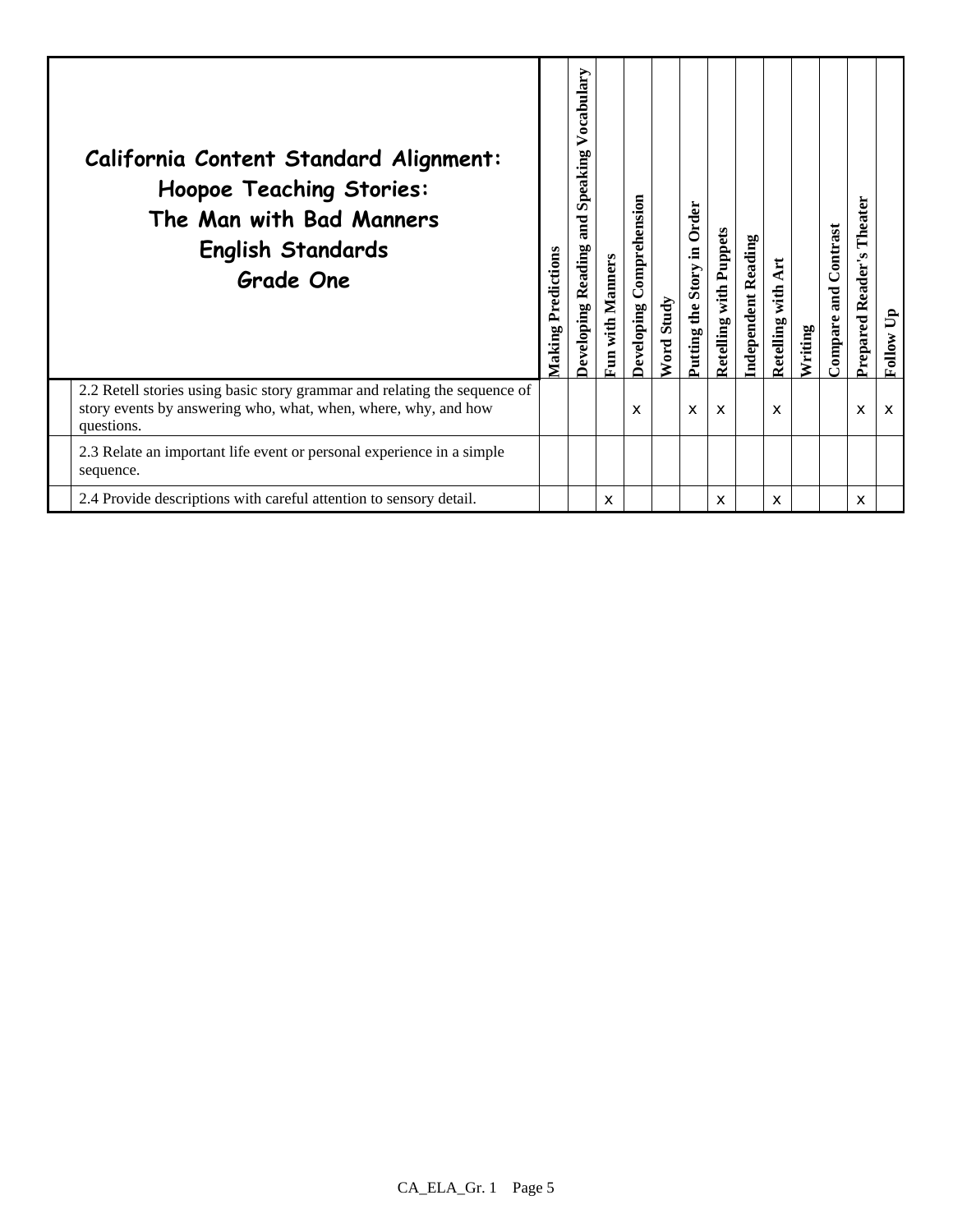| California Content Standard Alignment: Hoopoe Teaching Stories: The Man with Bad Manners English Standards Grade One | | Making Predictions | Developing Reading and Speaking Vocabulary | Fun with Manners | Developing Comprehension | Word Study | Putting the Story in Order | Retelling with Puppets | Independent Reading | Retelling with Art | Writing | Compare and Contrast | Prepared Reader's Theater | Follow Up |
|---|---|---|---|---|---|---|---|---|---|---|---|---|---|---|
| | 2.2 Retell stories using basic story grammar and relating the sequence of story events by answering who, what, when, where, why, and how questions. | | | | x | | x | x | | x | | | x | x |
| | 2.3 Relate an important life event or personal experience in a simple sequence. | | | | | | | | | | | | | |
| | 2.4 Provide descriptions with careful attention to sensory detail. | | | x | | | | x | | x | | | x | |